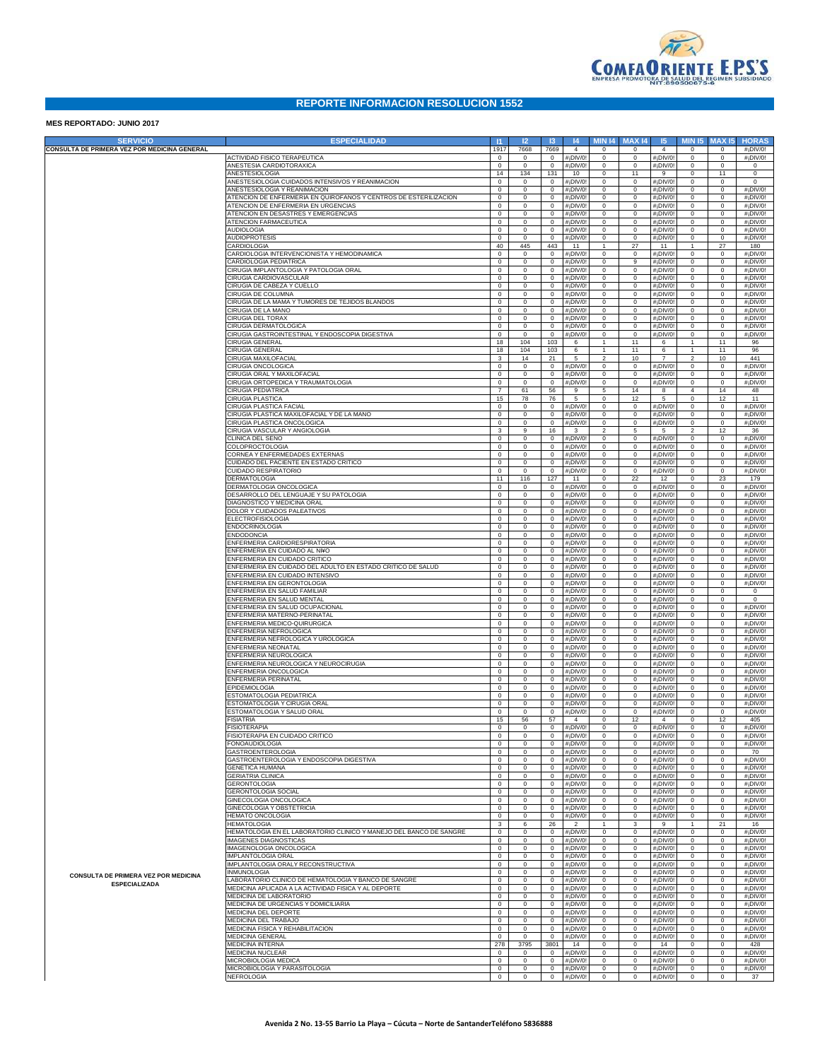# REPORTE INFORMACION RESOLUCION 1552

**MES REPORTADO: JUNIO 2017**

| SERVICIO | ESPECIALIDAD | I1 | I2 | I3 | I4 | MIN I4 | MAX I4 | I5 | MIN I5 | MAX I5 | HORAS |
|---|---|---|---|---|---|---|---|---|---|---|---|
| CONSULTA DE PRIMERA VEZ POR MEDICINA GENERAL | | 1917 | 7668 | 7669 | 4 | 0 | 0 | 4 | 0 | 0 | #¡DIV/0! |
| CONSULTA DE PRIMERA VEZ POR MEDICINA ESPECIALIZADA | ACTIVIDAD FISICO TERAPEUTICA | 0 | 0 | 0 | #¡DIV/0! | 0 | 0 | #¡DIV/0! | 0 | 0 | #¡DIV/0! |
| | ANESTESIA CARDIOTORAXICA | 0 | 0 | 0 | #¡DIV/0! | 0 | 0 | #¡DIV/0! | 0 | 0 | 0 |
| | ANESTESIOLOGIA | 14 | 134 | 131 | 10 | 0 | 11 | 9 | 0 | 11 | 0 |
| | ANESTESIOLOGIA CUIDADOS INTENSIVOS Y REANIMACION | 0 | 0 | 0 | #¡DIV/0! | 0 | 0 | #¡DIV/0! | 0 | 0 | 0 |
| | ANESTESIOLOGIA Y REANIMACION | 0 | 0 | 0 | #¡DIV/0! | 0 | 0 | #¡DIV/0! | 0 | 0 | #¡DIV/0! |
| | ATENCION DE ENFERMERIA EN QUIROFANOS Y CENTROS DE ESTERILIZACION | 0 | 0 | 0 | #¡DIV/0! | 0 | 0 | #¡DIV/0! | 0 | 0 | #¡DIV/0! |
| | ATENCION DE ENFERMERIA EN URGENCIAS | 0 | 0 | 0 | #¡DIV/0! | 0 | 0 | #¡DIV/0! | 0 | 0 | #¡DIV/0! |
| | ATENCION EN DESASTRES Y EMERGENCIAS | 0 | 0 | 0 | #¡DIV/0! | 0 | 0 | #¡DIV/0! | 0 | 0 | #¡DIV/0! |
| | ATENCION FARMACEUTICA | 0 | 0 | 0 | #¡DIV/0! | 0 | 0 | #¡DIV/0! | 0 | 0 | #¡DIV/0! |
| | AUDIOLOGIA | 0 | 0 | 0 | #¡DIV/0! | 0 | 0 | #¡DIV/0! | 0 | 0 | #¡DIV/0! |
| | AUDIOPROTESIS | 0 | 0 | 0 | #¡DIV/0! | 0 | 0 | #¡DIV/0! | 0 | 0 | #¡DIV/0! |
| | CARDIOLOGIA | 40 | 445 | 443 | 11 | 1 | 27 | 11 | 1 | 27 | 180 |
| | CARDIOLOGIA INTERVENCIONISTA Y HEMODINAMICA | 0 | 0 | 0 | #¡DIV/0! | 0 | 0 | #¡DIV/0! | 0 | 0 | #¡DIV/0! |
| | CARDIOLOGIA PEDIATRICA | 0 | 0 | 0 | #¡DIV/0! | 0 | 9 | #¡DIV/0! | 0 | 0 | #¡DIV/0! |
| | CIRUGIA IMPLANTOLOGIA Y PATOLOGIA ORAL | 0 | 0 | 0 | #¡DIV/0! | 0 | 0 | #¡DIV/0! | 0 | 0 | #¡DIV/0! |
| | CIRUGIA CARDIOVASCULAR | 0 | 0 | 0 | #¡DIV/0! | 0 | 0 | #¡DIV/0! | 0 | 0 | #¡DIV/0! |
| | CIRUGIA DE CABEZA Y CUELLO | 0 | 0 | 0 | #¡DIV/0! | 0 | 0 | #¡DIV/0! | 0 | 0 | #¡DIV/0! |
| | CIRUGIA DE COLUMNA | 0 | 0 | 0 | #¡DIV/0! | 0 | 0 | #¡DIV/0! | 0 | 0 | #¡DIV/0! |
| | CIRUGIA DE LA MAMA Y TUMORES DE TEJIDOS BLANDOS | 0 | 0 | 0 | #¡DIV/0! | 0 | 0 | #¡DIV/0! | 0 | 0 | #¡DIV/0! |
| | CIRUGIA DE LA MANO | 0 | 0 | 0 | #¡DIV/0! | 0 | 0 | #¡DIV/0! | 0 | 0 | #¡DIV/0! |
| | CIRUGIA DEL TORAX | 0 | 0 | 0 | #¡DIV/0! | 0 | 0 | #¡DIV/0! | 0 | 0 | #¡DIV/0! |
| | CIRUGIA DERMATOLOGICA | 0 | 0 | 0 | #¡DIV/0! | 0 | 0 | #¡DIV/0! | 0 | 0 | #¡DIV/0! |
| | CIRUGIA GASTROINTESTINAL Y ENDOSCOPIA DIGESTIVA | 0 | 0 | 0 | #¡DIV/0! | 0 | 0 | #¡DIV/0! | 0 | 0 | #¡DIV/0! |
| | CIRUGIA GENERAL | 18 | 104 | 103 | 6 | 1 | 11 | 6 | 1 | 11 | 96 |
| | CIRUGIA GENERAL | 18 | 104 | 103 | 6 | 1 | 11 | 6 | 1 | 11 | 96 |
| | CIRUGIA MAXILOFACIAL | 3 | 14 | 21 | 5 | 2 | 10 | 7 | 2 | 10 | 441 |
| | CIRUGIA ONCOLOGICA | 0 | 0 | 0 | #¡DIV/0! | 0 | 0 | #¡DIV/0! | 0 | 0 | #¡DIV/0! |
| | CIRUGIA ORAL Y MAXILOFACIAL | 0 | 0 | 0 | #¡DIV/0! | 0 | 0 | #¡DIV/0! | 0 | 0 | #¡DIV/0! |
| | CIRUGIA ORTOPEDICA Y TRAUMATOLOGIA | 0 | 0 | 0 | #¡DIV/0! | 0 | 0 | #¡DIV/0! | 0 | 0 | #¡DIV/0! |
| | CIRUGIA PEDIATRICA | 7 | 61 | 56 | 9 | 5 | 14 | 8 | 4 | 14 | 48 |
| | CIRUGIA PLASTICA | 15 | 78 | 76 | 5 | 0 | 12 | 5 | 0 | 12 | 11 |
| | CIRUGIA PLASTICA FACIAL | 0 | 0 | 0 | #¡DIV/0! | 0 | 0 | #¡DIV/0! | 0 | 0 | #¡DIV/0! |
| | CIRUGIA PLASTICA MAXILOFACIAL Y DE LA MANO | 0 | 0 | 0 | #¡DIV/0! | 0 | 0 | #¡DIV/0! | 0 | 0 | #¡DIV/0! |
| | CIRUGIA PLASTICA ONCOLOGICA | 0 | 0 | 0 | #¡DIV/0! | 0 | 0 | #¡DIV/0! | 0 | 0 | #¡DIV/0! |
| | CIRUGIA VASCULAR Y ANGIOLOGIA | 3 | 9 | 16 | 3 | 2 | 5 | 5 | 2 | 12 | 36 |
| | CLINICA DEL SENO | 0 | 0 | 0 | #¡DIV/0! | 0 | 0 | #¡DIV/0! | 0 | 0 | #¡DIV/0! |
| | COLOPROCTOLOGIA | 0 | 0 | 0 | #¡DIV/0! | 0 | 0 | #¡DIV/0! | 0 | 0 | #¡DIV/0! |
| | CORNEA Y ENFERMEDADES EXTERNAS | 0 | 0 | 0 | #¡DIV/0! | 0 | 0 | #¡DIV/0! | 0 | 0 | #¡DIV/0! |
| | CUIDADO DEL PACIENTE EN ESTADO CRITICO | 0 | 0 | 0 | #¡DIV/0! | 0 | 0 | #¡DIV/0! | 0 | 0 | #¡DIV/0! |
| | CUIDADO RESPIRATORIO | 0 | 0 | 0 | #¡DIV/0! | 0 | 0 | #¡DIV/0! | 0 | 0 | #¡DIV/0! |
| | DERMATOLOGIA | 11 | 116 | 127 | 11 | 0 | 22 | 12 | 0 | 23 | 179 |
| | DERMATOLOGIA ONCOLOGICA | 0 | 0 | 0 | #¡DIV/0! | 0 | 0 | #¡DIV/0! | 0 | 0 | #¡DIV/0! |
| | DESARROLLO DEL LENGUAJE Y SU PATOLOGIA | 0 | 0 | 0 | #¡DIV/0! | 0 | 0 | #¡DIV/0! | 0 | 0 | #¡DIV/0! |
| | DIAGNOSTICO Y MEDICINA ORAL | 0 | 0 | 0 | #¡DIV/0! | 0 | 0 | #¡DIV/0! | 0 | 0 | #¡DIV/0! |
| | DOLOR Y CUIDADOS PALEATIVOS | 0 | 0 | 0 | #¡DIV/0! | 0 | 0 | #¡DIV/0! | 0 | 0 | #¡DIV/0! |
| | ELECTROFISIOLOGIA | 0 | 0 | 0 | #¡DIV/0! | 0 | 0 | #¡DIV/0! | 0 | 0 | #¡DIV/0! |
| | ENDOCRINOLOGIA | 0 | 0 | 0 | #¡DIV/0! | 0 | 0 | #¡DIV/0! | 0 | 0 | #¡DIV/0! |
| | ENDODONCIA | 0 | 0 | 0 | #¡DIV/0! | 0 | 0 | #¡DIV/0! | 0 | 0 | #¡DIV/0! |
| | ENFERMERIA CARDIORESPIRATORIA | 0 | 0 | 0 | #¡DIV/0! | 0 | 0 | #¡DIV/0! | 0 | 0 | #¡DIV/0! |
| | ENFERMERIA EN CUIDADO AL NI¥O | 0 | 0 | 0 | #¡DIV/0! | 0 | 0 | #¡DIV/0! | 0 | 0 | #¡DIV/0! |
| | ENFERMERIA EN CUIDADO CRITICO | 0 | 0 | 0 | #¡DIV/0! | 0 | 0 | #¡DIV/0! | 0 | 0 | #¡DIV/0! |
| | ENFERMERIA EN CUIDADO DEL ADULTO EN ESTADO CRITICO DE SALUD | 0 | 0 | 0 | #¡DIV/0! | 0 | 0 | #¡DIV/0! | 0 | 0 | #¡DIV/0! |
| | ENFERMERIA EN CUIDADO INTENSIVO | 0 | 0 | 0 | #¡DIV/0! | 0 | 0 | #¡DIV/0! | 0 | 0 | #¡DIV/0! |
| | ENFERMERIA EN GERONTOLOGIA | 0 | 0 | 0 | #¡DIV/0! | 0 | 0 | #¡DIV/0! | 0 | 0 | #¡DIV/0! |
| | ENFERMERIA EN SALUD FAMILIAR | 0 | 0 | 0 | #¡DIV/0! | 0 | 0 | #¡DIV/0! | 0 | 0 | 0 |
| | ENFERMERIA EN SALUD MENTAL | 0 | 0 | 0 | #¡DIV/0! | 0 | 0 | #¡DIV/0! | 0 | 0 | 0 |
| | ENFERMERIA EN SALUD OCUPACIONAL | 0 | 0 | 0 | #¡DIV/0! | 0 | 0 | #¡DIV/0! | 0 | 0 | #¡DIV/0! |
| | ENFERMERIA MATERNO-PERINATAL | 0 | 0 | 0 | #¡DIV/0! | 0 | 0 | #¡DIV/0! | 0 | 0 | #¡DIV/0! |
| | ENFERMERIA MEDICO-QUIRURGICA | 0 | 0 | 0 | #¡DIV/0! | 0 | 0 | #¡DIV/0! | 0 | 0 | #¡DIV/0! |
| | ENFERMERIA NEFROLOGICA | 0 | 0 | 0 | #¡DIV/0! | 0 | 0 | #¡DIV/0! | 0 | 0 | #¡DIV/0! |
| | ENFERMERIA NEFROLOGICA Y UROLOGICA | 0 | 0 | 0 | #¡DIV/0! | 0 | 0 | #¡DIV/0! | 0 | 0 | #¡DIV/0! |
| | ENFERMERIA NEONATAL | 0 | 0 | 0 | #¡DIV/0! | 0 | 0 | #¡DIV/0! | 0 | 0 | #¡DIV/0! |
| | ENFERMERIA NEUROLOGICA | 0 | 0 | 0 | #¡DIV/0! | 0 | 0 | #¡DIV/0! | 0 | 0 | #¡DIV/0! |
| | ENFERMERIA NEUROLOGICA Y NEUROCIRUGIA | 0 | 0 | 0 | #¡DIV/0! | 0 | 0 | #¡DIV/0! | 0 | 0 | #¡DIV/0! |
| | ENFERMERIA ONCOLOGICA | 0 | 0 | 0 | #¡DIV/0! | 0 | 0 | #¡DIV/0! | 0 | 0 | #¡DIV/0! |
| | ENFERMERIA PERINATAL | 0 | 0 | 0 | #¡DIV/0! | 0 | 0 | #¡DIV/0! | 0 | 0 | #¡DIV/0! |
| | EPIDEMIOLOGIA | 0 | 0 | 0 | #¡DIV/0! | 0 | 0 | #¡DIV/0! | 0 | 0 | #¡DIV/0! |
| | ESTOMATOLOGIA PEDIATRICA | 0 | 0 | 0 | #¡DIV/0! | 0 | 0 | #¡DIV/0! | 0 | 0 | #¡DIV/0! |
| | ESTOMATOLOGIA Y CIRUGIA ORAL | 0 | 0 | 0 | #¡DIV/0! | 0 | 0 | #¡DIV/0! | 0 | 0 | #¡DIV/0! |
| | ESTOMATOLOGIA Y SALUD ORAL | 0 | 0 | 0 | #¡DIV/0! | 0 | 0 | #¡DIV/0! | 0 | 0 | #¡DIV/0! |
| | FISIATRIA | 15 | 56 | 57 | 4 | 0 | 12 | 4 | 0 | 12 | 405 |
| | FISIOTERAPIA | 0 | 0 | 0 | #¡DIV/0! | 0 | 0 | #¡DIV/0! | 0 | 0 | #¡DIV/0! |
| | FISIOTERAPIA EN CUIDADO CRITICO | 0 | 0 | 0 | #¡DIV/0! | 0 | 0 | #¡DIV/0! | 0 | 0 | #¡DIV/0! |
| | FONOAUDIOLOGIA | 0 | 0 | 0 | #¡DIV/0! | 0 | 0 | #¡DIV/0! | 0 | 0 | #¡DIV/0! |
| | GASTROENTEROLOGIA | 0 | 0 | 0 | #¡DIV/0! | 0 | 0 | #¡DIV/0! | 0 | 0 | 70 |
| | GASTROENTEROLOGIA Y ENDOSCOPIA DIGESTIVA | 0 | 0 | 0 | #¡DIV/0! | 0 | 0 | #¡DIV/0! | 0 | 0 | #¡DIV/0! |
| | GENETICA HUMANA | 0 | 0 | 0 | #¡DIV/0! | 0 | 0 | #¡DIV/0! | 0 | 0 | #¡DIV/0! |
| | GERIATRIA CLINICA | 0 | 0 | 0 | #¡DIV/0! | 0 | 0 | #¡DIV/0! | 0 | 0 | #¡DIV/0! |
| | GERONTOLOGIA | 0 | 0 | 0 | #¡DIV/0! | 0 | 0 | #¡DIV/0! | 0 | 0 | #¡DIV/0! |
| | GERONTOLOGIA SOCIAL | 0 | 0 | 0 | #¡DIV/0! | 0 | 0 | #¡DIV/0! | 0 | 0 | #¡DIV/0! |
| | GINECOLOGIA ONCOLOGICA | 0 | 0 | 0 | #¡DIV/0! | 0 | 0 | #¡DIV/0! | 0 | 0 | #¡DIV/0! |
| | GINECOLOGIA Y OBSTETRICIA | 0 | 0 | 0 | #¡DIV/0! | 0 | 0 | #¡DIV/0! | 0 | 0 | #¡DIV/0! |
| | HEMATO ONCOLOGIA | 0 | 0 | 0 | #¡DIV/0! | 0 | 0 | #¡DIV/0! | 0 | 0 | #¡DIV/0! |
| | HEMATOLOGIA | 3 | 6 | 26 | 2 | 1 | 3 | 9 | 1 | 21 | 16 |
| | HEMATOLOGIA EN EL LABORATORIO CLINICO Y MANEJO DEL BANCO DE SANGRE | 0 | 0 | 0 | #¡DIV/0! | 0 | 0 | #¡DIV/0! | 0 | 0 | #¡DIV/0! |
| | IMAGENES DIAGNOSTICAS | 0 | 0 | 0 | #¡DIV/0! | 0 | 0 | #¡DIV/0! | 0 | 0 | #¡DIV/0! |
| | IMAGENOLOGIA ONCOLOGICA | 0 | 0 | 0 | #¡DIV/0! | 0 | 0 | #¡DIV/0! | 0 | 0 | #¡DIV/0! |
| | IMPLANTOLOGIA ORAL | 0 | 0 | 0 | #¡DIV/0! | 0 | 0 | #¡DIV/0! | 0 | 0 | #¡DIV/0! |
| | IMPLANTOLOGIA ORALY RECONSTRUCTIVA | 0 | 0 | 0 | #¡DIV/0! | 0 | 0 | #¡DIV/0! | 0 | 0 | #¡DIV/0! |
| | INMUNOLOGIA | 0 | 0 | 0 | #¡DIV/0! | 0 | 0 | #¡DIV/0! | 0 | 0 | #¡DIV/0! |
| | LABORATORIO CLINICO DE HEMATOLOGIA Y BANCO DE SANGRE | 0 | 0 | 0 | #¡DIV/0! | 0 | 0 | #¡DIV/0! | 0 | 0 | #¡DIV/0! |
| | MEDICINA APLICADA A LA ACTIVIDAD FISICA Y AL DEPORTE | 0 | 0 | 0 | #¡DIV/0! | 0 | 0 | #¡DIV/0! | 0 | 0 | #¡DIV/0! |
| | MEDICINA DE LABORATORIO | 0 | 0 | 0 | #¡DIV/0! | 0 | 0 | #¡DIV/0! | 0 | 0 | #¡DIV/0! |
| | MEDICINA DE URGENCIAS Y DOMICILIARIA | 0 | 0 | 0 | #¡DIV/0! | 0 | 0 | #¡DIV/0! | 0 | 0 | #¡DIV/0! |
| | MEDICINA DEL DEPORTE | 0 | 0 | 0 | #¡DIV/0! | 0 | 0 | #¡DIV/0! | 0 | 0 | #¡DIV/0! |
| | MEDICINA DEL TRABAJO | 0 | 0 | 0 | #¡DIV/0! | 0 | 0 | #¡DIV/0! | 0 | 0 | #¡DIV/0! |
| | MEDICINA FISICA Y REHABILITACION | 0 | 0 | 0 | #¡DIV/0! | 0 | 0 | #¡DIV/0! | 0 | 0 | #¡DIV/0! |
| | MEDICINA GENERAL | 0 | 0 | 0 | #¡DIV/0! | 0 | 0 | #¡DIV/0! | 0 | 0 | #¡DIV/0! |
| | MEDICINA INTERNA | 278 | 3795 | 3801 | 14 | 0 | 0 | 14 | 0 | 0 | 428 |
| | MEDICINA NUCLEAR | 0 | 0 | 0 | #¡DIV/0! | 0 | 0 | #¡DIV/0! | 0 | 0 | #¡DIV/0! |
| | MICROBIOLOGIA MEDICA | 0 | 0 | 0 | #¡DIV/0! | 0 | 0 | #¡DIV/0! | 0 | 0 | #¡DIV/0! |
| | MICROBIOLOGIA Y PARASITOLOGIA | 0 | 0 | 0 | #¡DIV/0! | 0 | 0 | #¡DIV/0! | 0 | 0 | #¡DIV/0! |
| | NEFROLOGIA | 0 | 0 | 0 | #¡DIV/0! | 0 | 0 | #¡DIV/0! | 0 | 0 | 37 |

Avenida 2 No. 13-55 Barrio La Playa – Cúcuta – Norte de SantanderTeléfono 5836888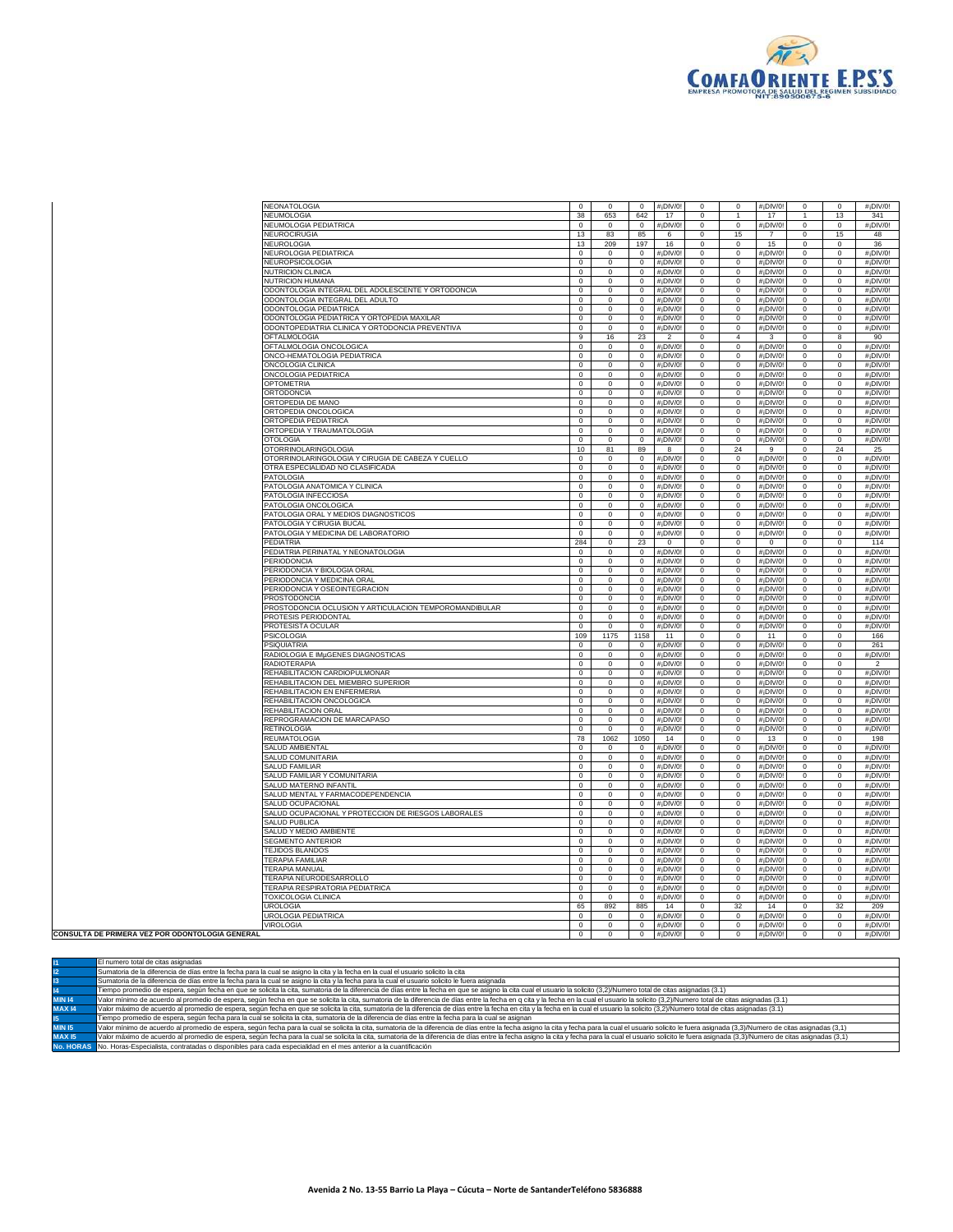| | | | | | | | | | | | |
|---|---|---|---|---|---|---|---|---|---|---|---|
| | NEONATOLOGIA | 0 | 0 | 0 | #¡DIV/0! | 0 | 0 | #¡DIV/0! | 0 | 0 | #¡DIV/0! |
| | NEUMOLOGIA | 38 | 653 | 642 | 17 | 0 | 1 | 17 | 1 | 13 | 341 |
| | NEUMOLOGIA PEDIATRICA | 0 | 0 | 0 | #¡DIV/0! | 0 | 0 | #¡DIV/0! | 0 | 0 | #¡DIV/0! |
| | NEUROCIRUGIA | 13 | 83 | 85 | 6 | 0 | 15 | 7 | 0 | 15 | 48 |
| | NEUROLOGIA | 13 | 209 | 197 | 16 | 0 | 0 | 15 | 0 | 0 | 36 |
| | NEUROLOGIA PEDIATRICA | 0 | 0 | 0 | #¡DIV/0! | 0 | 0 | #¡DIV/0! | 0 | 0 | #¡DIV/0! |
| | NEUROPSICOLOGIA | 0 | 0 | 0 | #¡DIV/0! | 0 | 0 | #¡DIV/0! | 0 | 0 | #¡DIV/0! |
| | NUTRICION CLINICA | 0 | 0 | 0 | #¡DIV/0! | 0 | 0 | #¡DIV/0! | 0 | 0 | #¡DIV/0! |
| | NUTRICION HUMANA | 0 | 0 | 0 | #¡DIV/0! | 0 | 0 | #¡DIV/0! | 0 | 0 | #¡DIV/0! |
| | ODONTOLOGIA INTEGRAL DEL ADOLESCENTE Y ORTODONCIA | 0 | 0 | 0 | #¡DIV/0! | 0 | 0 | #¡DIV/0! | 0 | 0 | #¡DIV/0! |
| | ODONTOLOGIA INTEGRAL DEL ADULTO | 0 | 0 | 0 | #¡DIV/0! | 0 | 0 | #¡DIV/0! | 0 | 0 | #¡DIV/0! |
| | ODONTOLOGIA PEDIATRICA | 0 | 0 | 0 | #¡DIV/0! | 0 | 0 | #¡DIV/0! | 0 | 0 | #¡DIV/0! |
| | ODONTOLOGIA PEDIATRICA Y ORTOPEDIA MAXILAR | 0 | 0 | 0 | #¡DIV/0! | 0 | 0 | #¡DIV/0! | 0 | 0 | #¡DIV/0! |
| | ODONTOPEDIATRIA CLINICA Y ORTODONCIA PREVENTIVA | 0 | 0 | 0 | #¡DIV/0! | 0 | 0 | #¡DIV/0! | 0 | 0 | #¡DIV/0! |
| | OFTALMOLOGIA | 9 | 16 | 23 | 2 | 0 | 4 | 3 | 0 | 8 | 90 |
| | OFTALMOLOGIA ONCOLOGICA | 0 | 0 | 0 | #¡DIV/0! | 0 | 0 | #¡DIV/0! | 0 | 0 | #¡DIV/0! |
| | ONCO-HEMATOLOGIA PEDIATRICA | 0 | 0 | 0 | #¡DIV/0! | 0 | 0 | #¡DIV/0! | 0 | 0 | #¡DIV/0! |
| | ONCOLOGIA CLINICA | 0 | 0 | 0 | #¡DIV/0! | 0 | 0 | #¡DIV/0! | 0 | 0 | #¡DIV/0! |
| | ONCOLOGIA PEDIATRICA | 0 | 0 | 0 | #¡DIV/0! | 0 | 0 | #¡DIV/0! | 0 | 0 | #¡DIV/0! |
| | OPTOMETRIA | 0 | 0 | 0 | #¡DIV/0! | 0 | 0 | #¡DIV/0! | 0 | 0 | #¡DIV/0! |
| | ORTODONCIA | 0 | 0 | 0 | #¡DIV/0! | 0 | 0 | #¡DIV/0! | 0 | 0 | #¡DIV/0! |
| | ORTOPEDIA DE MANO | 0 | 0 | 0 | #¡DIV/0! | 0 | 0 | #¡DIV/0! | 0 | 0 | #¡DIV/0! |
| | ORTOPEDIA ONCOLOGICA | 0 | 0 | 0 | #¡DIV/0! | 0 | 0 | #¡DIV/0! | 0 | 0 | #¡DIV/0! |
| | ORTOPEDIA PEDIATRICA | 0 | 0 | 0 | #¡DIV/0! | 0 | 0 | #¡DIV/0! | 0 | 0 | #¡DIV/0! |
| | ORTOPEDIA Y TRAUMATOLOGIA | 0 | 0 | 0 | #¡DIV/0! | 0 | 0 | #¡DIV/0! | 0 | 0 | #¡DIV/0! |
| | OTOLOGIA | 0 | 0 | 0 | #¡DIV/0! | 0 | 0 | #¡DIV/0! | 0 | 0 | #¡DIV/0! |
| | OTORRINOLARINGOLOGIA | 10 | 81 | 89 | 8 | 0 | 24 | 9 | 0 | 24 | 25 |
| | OTORRINOLARINGOLOGIA Y CIRUGIA DE CABEZA Y CUELLO | 0 | 0 | 0 | #¡DIV/0! | 0 | 0 | #¡DIV/0! | 0 | 0 | #¡DIV/0! |
| | OTRA ESPECIALIDAD NO CLASIFICADA | 0 | 0 | 0 | #¡DIV/0! | 0 | 0 | #¡DIV/0! | 0 | 0 | #¡DIV/0! |
| | PATOLOGIA | 0 | 0 | 0 | #¡DIV/0! | 0 | 0 | #¡DIV/0! | 0 | 0 | #¡DIV/0! |
| | PATOLOGIA ANATOMICA Y CLINICA | 0 | 0 | 0 | #¡DIV/0! | 0 | 0 | #¡DIV/0! | 0 | 0 | #¡DIV/0! |
| | PATOLOGIA INFECCIOSA | 0 | 0 | 0 | #¡DIV/0! | 0 | 0 | #¡DIV/0! | 0 | 0 | #¡DIV/0! |
| | PATOLOGIA ONCOLOGICA | 0 | 0 | 0 | #¡DIV/0! | 0 | 0 | #¡DIV/0! | 0 | 0 | #¡DIV/0! |
| | PATOLOGIA ORAL Y MEDIOS DIAGNOSTICOS | 0 | 0 | 0 | #¡DIV/0! | 0 | 0 | #¡DIV/0! | 0 | 0 | #¡DIV/0! |
| | PATOLOGIA Y CIRUGIA BUCAL | 0 | 0 | 0 | #¡DIV/0! | 0 | 0 | #¡DIV/0! | 0 | 0 | #¡DIV/0! |
| | PATOLOGIA Y MEDICINA DE LABORATORIO | 0 | 0 | 0 | #¡DIV/0! | 0 | 0 | #¡DIV/0! | 0 | 0 | #¡DIV/0! |
| | PEDIATRIA | 284 | 0 | 23 | 0 | 0 | 0 | 0 | 0 | 0 | 114 |
| | PEDIATRIA PERINATAL Y NEONATOLOGIA | 0 | 0 | 0 | #¡DIV/0! | 0 | 0 | #¡DIV/0! | 0 | 0 | #¡DIV/0! |
| | PERIODONCIA | 0 | 0 | 0 | #¡DIV/0! | 0 | 0 | #¡DIV/0! | 0 | 0 | #¡DIV/0! |
| | PERIODONCIA Y BIOLOGIA ORAL | 0 | 0 | 0 | #¡DIV/0! | 0 | 0 | #¡DIV/0! | 0 | 0 | #¡DIV/0! |
| | PERIODONCIA Y MEDICINA ORAL | 0 | 0 | 0 | #¡DIV/0! | 0 | 0 | #¡DIV/0! | 0 | 0 | #¡DIV/0! |
| | PERIODONCIA Y OSEOINTEGRACION | 0 | 0 | 0 | #¡DIV/0! | 0 | 0 | #¡DIV/0! | 0 | 0 | #¡DIV/0! |
| | PROSTODONCIA | 0 | 0 | 0 | #¡DIV/0! | 0 | 0 | #¡DIV/0! | 0 | 0 | #¡DIV/0! |
| | PROSTODONCIA OCLUSION Y ARTICULACION TEMPOROMANDIBULAR | 0 | 0 | 0 | #¡DIV/0! | 0 | 0 | #¡DIV/0! | 0 | 0 | #¡DIV/0! |
| | PROTESIS PERIODONTAL | 0 | 0 | 0 | #¡DIV/0! | 0 | 0 | #¡DIV/0! | 0 | 0 | #¡DIV/0! |
| | PROTESISTA OCULAR | 0 | 0 | 0 | #¡DIV/0! | 0 | 0 | #¡DIV/0! | 0 | 0 | #¡DIV/0! |
| | PSICOLOGIA | 109 | 1175 | 1158 | 11 | 0 | 0 | 11 | 0 | 0 | 166 |
| | PSIQUIATRIA | 0 | 0 | 0 | #¡DIV/0! | 0 | 0 | #¡DIV/0! | 0 | 0 | 261 |
| | RADIOLOGIA E IMµGENES DIAGNOSTICAS | 0 | 0 | 0 | #¡DIV/0! | 0 | 0 | #¡DIV/0! | 0 | 0 | #¡DIV/0! |
| | RADIOTERAPIA | 0 | 0 | 0 | #¡DIV/0! | 0 | 0 | #¡DIV/0! | 0 | 0 | 2 |
| | REHABILITACION CARDIOPULMONAR | 0 | 0 | 0 | #¡DIV/0! | 0 | 0 | #¡DIV/0! | 0 | 0 | #¡DIV/0! |
| | REHABILITACION DEL MIEMBRO SUPERIOR | 0 | 0 | 0 | #¡DIV/0! | 0 | 0 | #¡DIV/0! | 0 | 0 | #¡DIV/0! |
| | REHABILITACION EN ENFERMERIA | 0 | 0 | 0 | #¡DIV/0! | 0 | 0 | #¡DIV/0! | 0 | 0 | #¡DIV/0! |
| | REHABILITACION ONCOLOGICA | 0 | 0 | 0 | #¡DIV/0! | 0 | 0 | #¡DIV/0! | 0 | 0 | #¡DIV/0! |
| | REHABILITACION ORAL | 0 | 0 | 0 | #¡DIV/0! | 0 | 0 | #¡DIV/0! | 0 | 0 | #¡DIV/0! |
| | REPROGRAMACION DE MARCAPASO | 0 | 0 | 0 | #¡DIV/0! | 0 | 0 | #¡DIV/0! | 0 | 0 | #¡DIV/0! |
| | RETINOLOGIA | 0 | 0 | 0 | #¡DIV/0! | 0 | 0 | #¡DIV/0! | 0 | 0 | #¡DIV/0! |
| | REUMATOLOGIA | 78 | 1062 | 1050 | 14 | 0 | 0 | 13 | 0 | 0 | 198 |
| | SALUD AMBIENTAL | 0 | 0 | 0 | #¡DIV/0! | 0 | 0 | #¡DIV/0! | 0 | 0 | #¡DIV/0! |
| | SALUD COMUNITARIA | 0 | 0 | 0 | #¡DIV/0! | 0 | 0 | #¡DIV/0! | 0 | 0 | #¡DIV/0! |
| | SALUD FAMILIAR | 0 | 0 | 0 | #¡DIV/0! | 0 | 0 | #¡DIV/0! | 0 | 0 | #¡DIV/0! |
| | SALUD FAMILIAR Y COMUNITARIA | 0 | 0 | 0 | #¡DIV/0! | 0 | 0 | #¡DIV/0! | 0 | 0 | #¡DIV/0! |
| | SALUD MATERNO INFANTIL | 0 | 0 | 0 | #¡DIV/0! | 0 | 0 | #¡DIV/0! | 0 | 0 | #¡DIV/0! |
| | SALUD MENTAL Y FARMACODEPENDENCIA | 0 | 0 | 0 | #¡DIV/0! | 0 | 0 | #¡DIV/0! | 0 | 0 | #¡DIV/0! |
| | SALUD OCUPACIONAL | 0 | 0 | 0 | #¡DIV/0! | 0 | 0 | #¡DIV/0! | 0 | 0 | #¡DIV/0! |
| | SALUD OCUPACIONAL Y PROTECCION DE RIESGOS LABORALES | 0 | 0 | 0 | #¡DIV/0! | 0 | 0 | #¡DIV/0! | 0 | 0 | #¡DIV/0! |
| | SALUD PUBLICA | 0 | 0 | 0 | #¡DIV/0! | 0 | 0 | #¡DIV/0! | 0 | 0 | #¡DIV/0! |
| | SALUD Y MEDIO AMBIENTE | 0 | 0 | 0 | #¡DIV/0! | 0 | 0 | #¡DIV/0! | 0 | 0 | #¡DIV/0! |
| | SEGMENTO ANTERIOR | 0 | 0 | 0 | #¡DIV/0! | 0 | 0 | #¡DIV/0! | 0 | 0 | #¡DIV/0! |
| | TEJIDOS BLANDOS | 0 | 0 | 0 | #¡DIV/0! | 0 | 0 | #¡DIV/0! | 0 | 0 | #¡DIV/0! |
| | TERAPIA FAMILIAR | 0 | 0 | 0 | #¡DIV/0! | 0 | 0 | #¡DIV/0! | 0 | 0 | #¡DIV/0! |
| | TERAPIA MANUAL | 0 | 0 | 0 | #¡DIV/0! | 0 | 0 | #¡DIV/0! | 0 | 0 | #¡DIV/0! |
| | TERAPIA NEURODESARROLLO | 0 | 0 | 0 | #¡DIV/0! | 0 | 0 | #¡DIV/0! | 0 | 0 | #¡DIV/0! |
| | TERAPIA RESPIRATORIA PEDIATRICA | 0 | 0 | 0 | #¡DIV/0! | 0 | 0 | #¡DIV/0! | 0 | 0 | #¡DIV/0! |
| | TOXICOLOGIA CLINICA | 0 | 0 | 0 | #¡DIV/0! | 0 | 0 | #¡DIV/0! | 0 | 0 | #¡DIV/0! |
| | UROLOGIA | 65 | 892 | 885 | 14 | 0 | 32 | 14 | 0 | 32 | 209 |
| | UROLOGIA PEDIATRICA | 0 | 0 | 0 | #¡DIV/0! | 0 | 0 | #¡DIV/0! | 0 | 0 | #¡DIV/0! |
| | VIROLOGIA | 0 | 0 | 0 | #¡DIV/0! | 0 | 0 | #¡DIV/0! | 0 | 0 | #¡DIV/0! |
| CONSULTA DE PRIMERA VEZ POR ODONTOLOGIA GENERAL | | 0 | 0 | 0 | #¡DIV/0! | 0 | 0 | #¡DIV/0! | 0 | 0 | #¡DIV/0! |

| | |
|---|---|
| I1 | El numero total de citas asignadas |
| I2 | Sumatoria de la diferencia de días entre la fecha para la cual se asigno la cita y la fecha en la cual el usuario solicito la cita |
| I3 | Sumatoria de la diferencia de días entre la fecha para la cual se asigno la cita y la fecha para la cual el usuario solicito le fuera asignada |
| I4 | Tiempo promedio de espera, según fecha en que se solicita la cita, sumatoria de la diferencia de días entre la fecha en que se asigno la cita cual el usuario la solicito (3,2)/Numero total de citas asignadas (3.1) |
| MIN I4 | Valor mínimo de acuerdo al promedio de espera, según fecha en que se solicita la cita, sumatoria de la diferencia de días entre la fecha en q cita y la fecha en la cual el usuario la solicito (3,2)/Numero total de citas asignadas (3.1) |
| MAX I4 | Valor máximo de acuerdo al promedio de espera, según fecha en que se solicita la cita, sumatoria de la diferencia de días entre la fecha en cita y la fecha en la cual el usuario la solicito (3,2)/Numero total de citas asignadas (3.1) |
| I5 | Tiempo promedio de espera, según fecha para la cual se solicita la cita, sumatoria de la diferencia de días entre la fecha para la cual se asignan |
| MIN I5 | Valor mínimo de acuerdo al promedio de espera, según fecha para la cual se solicita la cita, sumatoria de la diferencia de días entre la fecha asigno la cita y fecha para la cual el usuario solicito le fuera asignada (3,3)/Numero de citas asignadas (3,1) |
| MAX I5 | Valor máximo de acuerdo al promedio de espera, según fecha para la cual se solicita la cita, sumatoria de la diferencia de días entre la fecha asigno la cita y fecha para la cual el usuario solicito le fuera asignada (3,3)/Numero de citas asignadas (3,1) |
| No. HORAS | No. Horas-Especialista, contratadas o disponibles para cada especialidad en el mes anterior a la cuantificación |

Avenida 2 No. 13-55 Barrio La Playa – Cúcuta – Norte de SantanderTeléfono 5836888